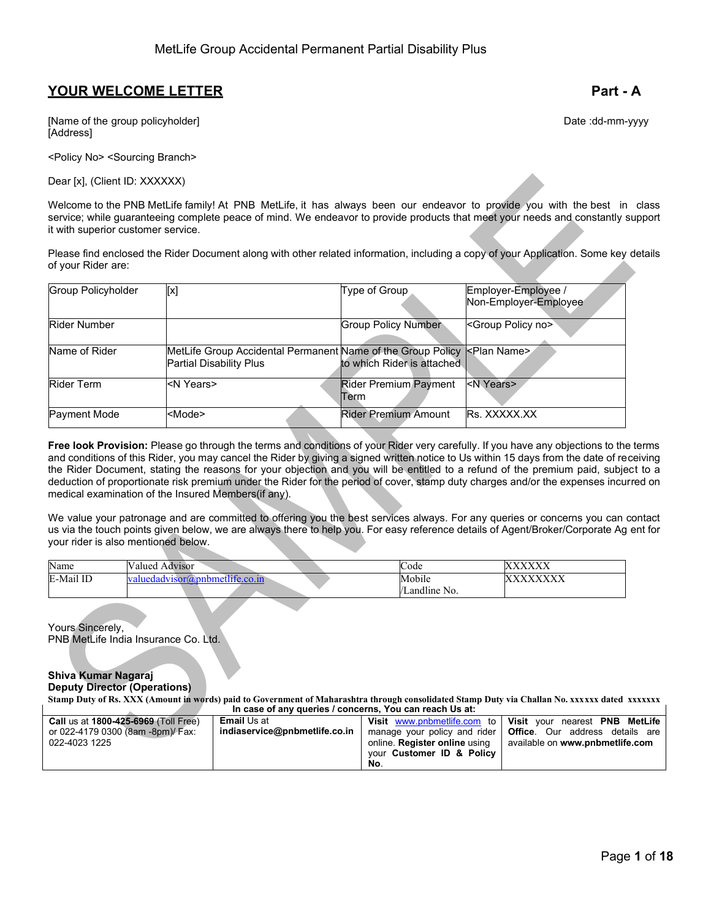# MetLife Group Accidental Permanent Partial Disability Plus

## YOUR WELCOME LETTER

**Part - A**

[Name of the group policyholder]
[Address]

Date :dd-mm-yyyy

<Policy No> <Sourcing Branch>

Dear [x], (Client ID: XXXXXX)

Welcome to the PNB MetLife family! At PNB MetLife, it has always been our endeavor to provide you with the best in class service; while guaranteeing complete peace of mind. We endeavor to provide products that meet your needs and constantly support it with superior customer service.

Please find enclosed the Rider Document along with other related information, including a copy of your Application. Some key details of your Rider are:

| Group Policyholder | [x] | Type of Group | Employer-Employee / Non-Employer-Employee |
|---|---|---|---|
| Rider Number | | Group Policy Number | <Group Policy no> |
| Name of Rider | MetLife Group Accidental Permanent Partial Disability Plus | Name of the Group Policy to which Rider is attached | <Plan Name> |
| Rider Term | <N Years> | Rider Premium Payment Term | <N Years> |
| Payment Mode | <Mode> | Rider Premium Amount | Rs. XXXXX.XX |

**Free look Provision:** Please go through the terms and conditions of your Rider very carefully. If you have any objections to the terms and conditions of this Rider, you may cancel the Rider by giving a signed written notice to Us within 15 days from the date of receiving the Rider Document, stating the reasons for your objection and you will be entitled to a refund of the premium paid, subject to a deduction of proportionate risk premium under the Rider for the period of cover, stamp duty charges and/or the expenses incurred on medical examination of the Insured Members(if any).

We value your patronage and are committed to offering you the best services always. For any queries or concerns you can contact us via the touch points given below, we are always there to help you. For easy reference details of Agent/Broker/Corporate Ag ent for your rider is also mentioned below.

| Name | Valued Advisor | Code | XXXXXX |
|---|---|---|---|
| E-Mail ID | valuedadvisor@pnbmetlife.co.in | Mobile /Landline No. | XXXXXXXX |

Yours Sincerely,
PNB MetLife India Insurance Co. Ltd.

**Shiva Kumar Nagaraj**
**Deputy Director (Operations)**

**Stamp Duty of Rs. XXX (Amount in words) paid to Government of Maharashtra through consolidated Stamp Duty via Challan No. xxxxxx dated xxxxxxx**

**In case of any queries / concerns, You can reach Us at:**

| **Call** us at **1800-425-6969** (Toll Free) or 022-4179 0300 (8am -8pm)/ Fax: 022-4023 1225 | **Email** Us at **indiaservice@pnbmetlife.co.in** | **Visit** www.pnbmetlife.com to manage your policy and rider online. **Register online** using your **Customer ID & Policy No.** | **Visit** your nearest **PNB MetLife Office**. Our address details are available on **www.pnbmetlife.com** |
|---|---|---|---|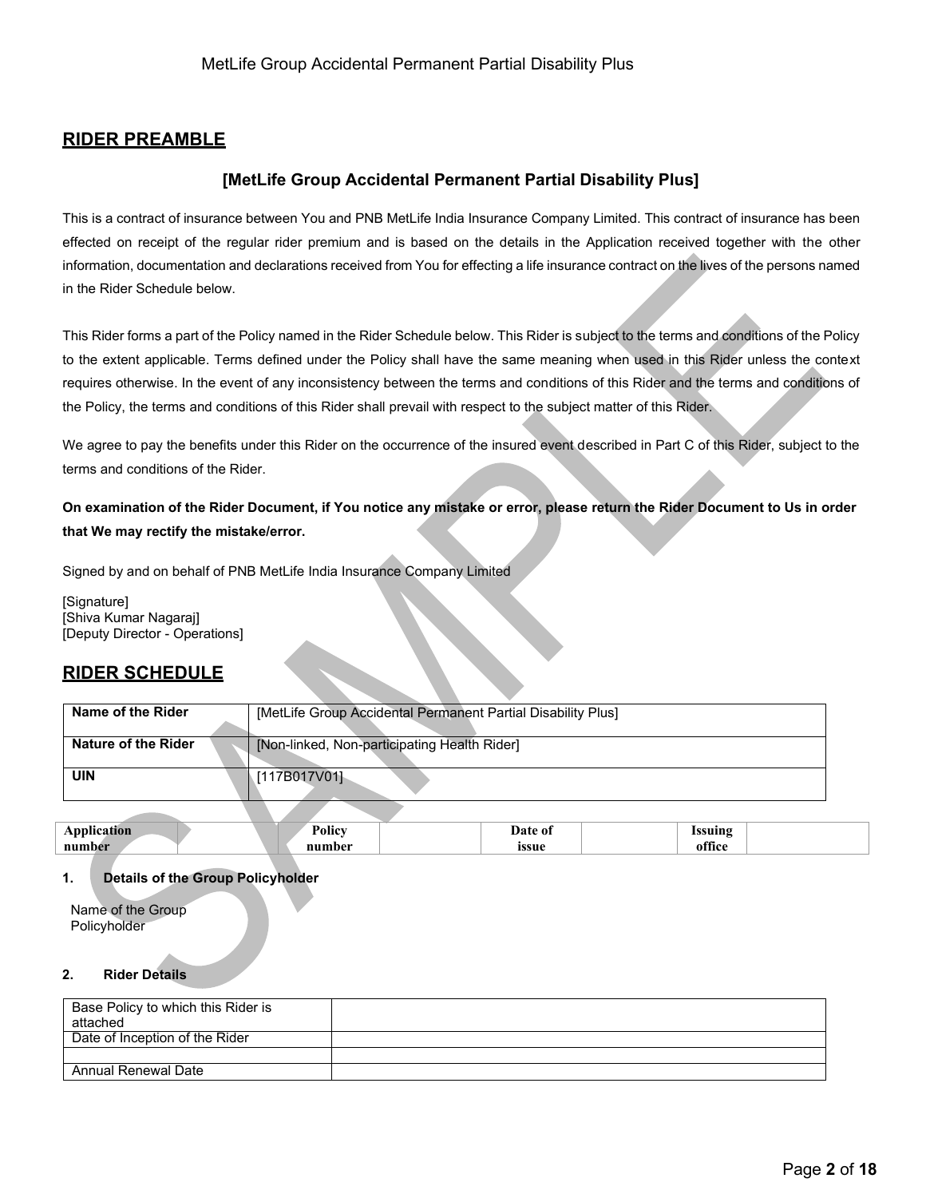## RIDER PREAMBLE

### [MetLife Group Accidental Permanent Partial Disability Plus]

This is a contract of insurance between You and PNB MetLife India Insurance Company Limited. This contract of insurance has been effected on receipt of the regular rider premium and is based on the details in the Application received together with the other information, documentation and declarations received from You for effecting a life insurance contract on the lives of the persons named in the Rider Schedule below.

This Rider forms a part of the Policy named in the Rider Schedule below. This Rider is subject to the terms and conditions of the Policy to the extent applicable. Terms defined under the Policy shall have the same meaning when used in this Rider unless the context requires otherwise. In the event of any inconsistency between the terms and conditions of this Rider and the terms and conditions of the Policy, the terms and conditions of this Rider shall prevail with respect to the subject matter of this Rider.

We agree to pay the benefits under this Rider on the occurrence of the insured event described in Part C of this Rider, subject to the terms and conditions of the Rider.

**On examination of the Rider Document, if You notice any mistake or error, please return the Rider Document to Us in order that We may rectify the mistake/error.**

Signed by and on behalf of PNB MetLife India Insurance Company Limited

[Signature]
[Shiva Kumar Nagaraj]
[Deputy Director - Operations]

## RIDER SCHEDULE

| **Name of the Rider** | [MetLife Group Accidental Permanent Partial Disability Plus] |
|---|---|
| **Nature of the Rider** | [Non-linked, Non-participating Health Rider] |
| **UIN** | [117B017V01] |

| **Application number** | | **Policy number** | | **Date of issue** | | **Issuing office** | |
|---|---|---|---|---|---|---|---|

**1. Details of the Group Policyholder**

Name of the Group Policyholder

**2. Rider Details**

| Base Policy to which this Rider is attached | |
|---|---|
| Date of Inception of the Rider | |
| | |
| Annual Renewal Date | |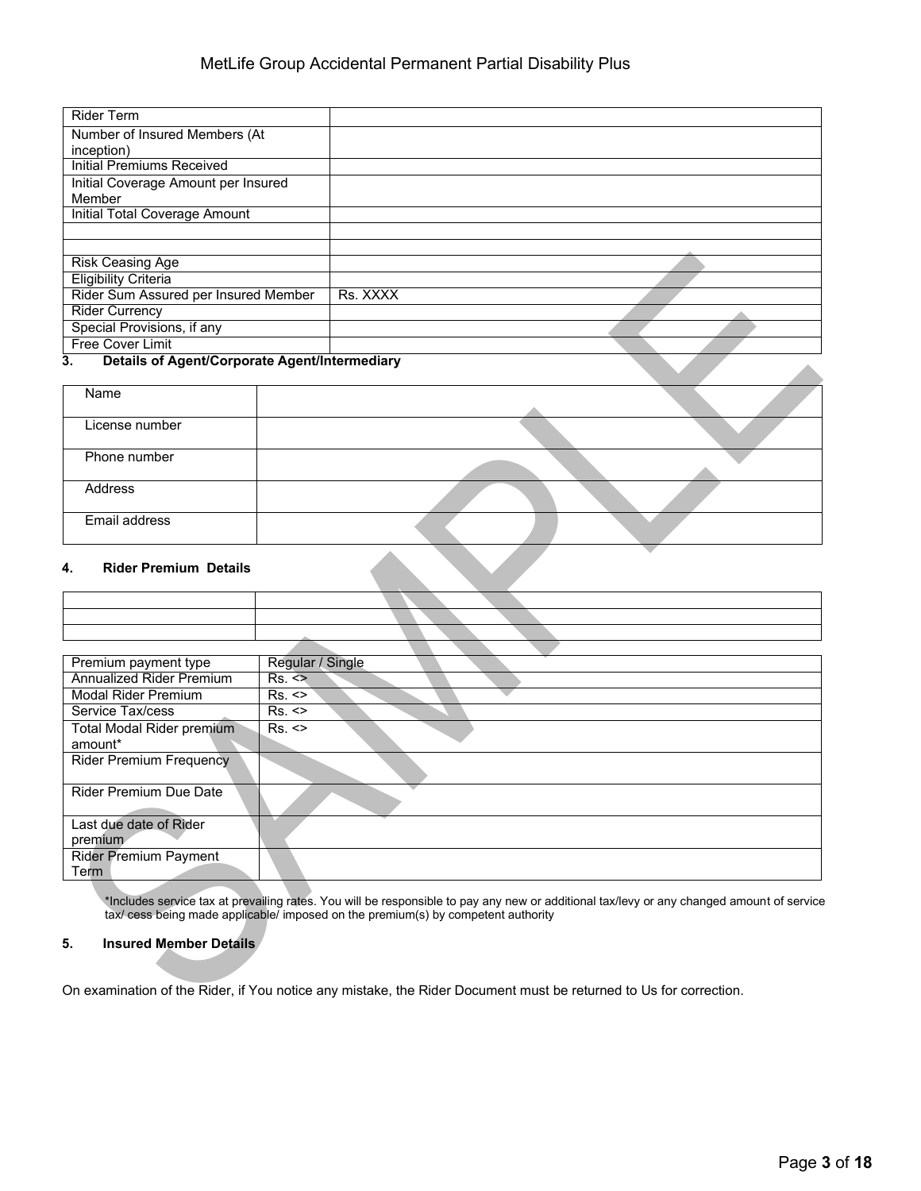| | |
|---|---|
| Rider Term | |
| Number of Insured Members (At inception) | |
| Initial Premiums Received | |
| Initial Coverage Amount per Insured Member | |
| Initial Total Coverage Amount | |
| | |
| | |
| Risk Ceasing Age | |
| Eligibility Criteria | |
| Rider Sum Assured per Insured Member | Rs. XXXX |
| Rider Currency | |
| Special Provisions, if any | |
| Free Cover Limit | |

**3. Details of Agent/Corporate Agent/Intermediary**

| | |
|---|---|
| Name | |
| License number | |
| Phone number | |
| Address | |
| Email address | |

**4. Rider Premium Details**

| | |
|---|---|
| | |
| | |
| | |

| | |
|---|---|
| Premium payment type | Regular / Single |
| Annualized Rider Premium | Rs. <> |
| Modal Rider Premium | Rs. <> |
| Service Tax/cess | Rs. <> |
| Total Modal Rider premium amount* | Rs. <> |
| Rider Premium Frequency | |
| Rider Premium Due Date | |
| Last due date of Rider premium | |
| Rider Premium Payment Term | |

*Includes service tax at prevailing rates. You will be responsible to pay any new or additional tax/levy or any changed amount of service tax/ cess being made applicable/ imposed on the premium(s) by competent authority

**5. Insured Member Details**

On examination of the Rider, if You notice any mistake, the Rider Document must be returned to Us for correction.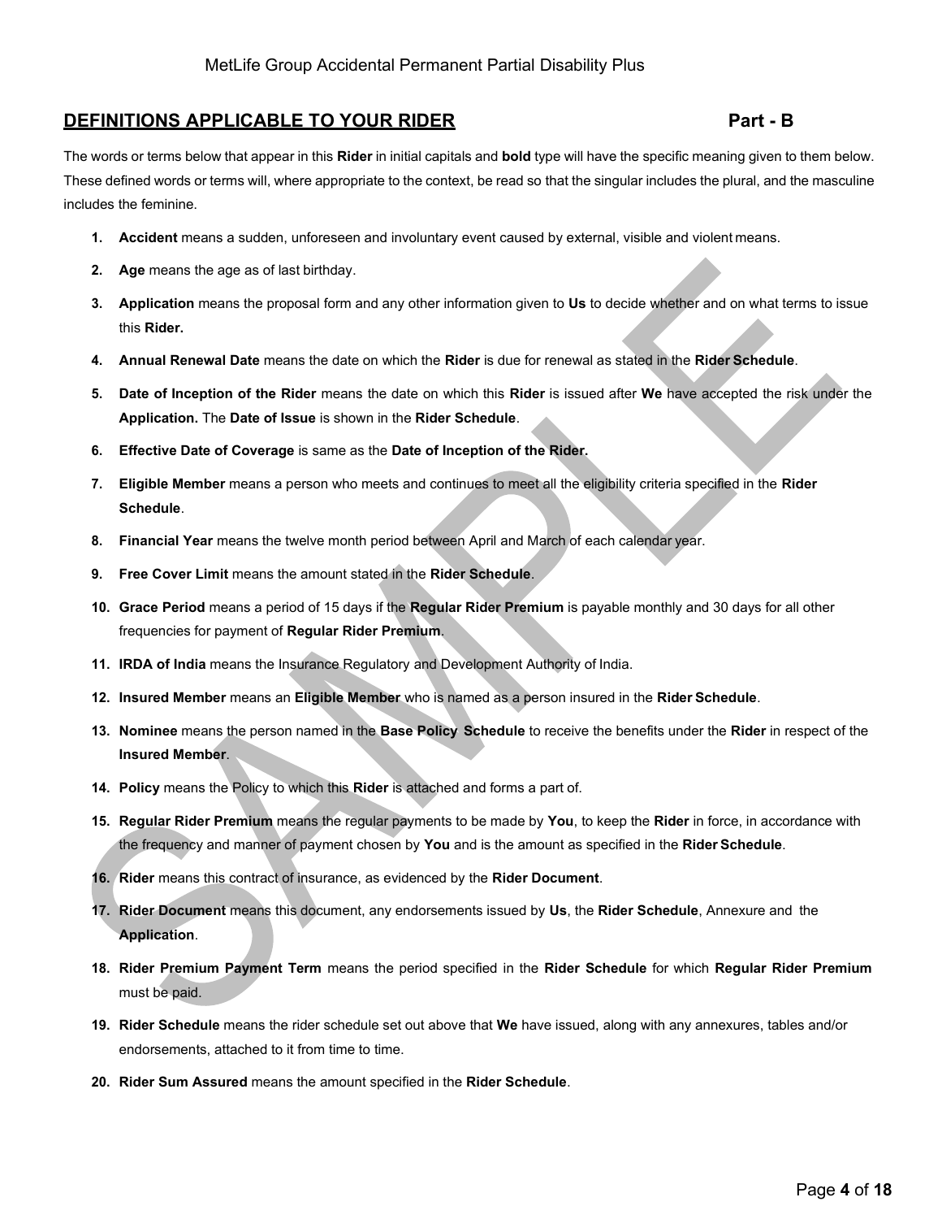## DEFINITIONS APPLICABLE TO YOUR RIDER Part - B

The words or terms below that appear in this **Rider** in initial capitals and **bold** type will have the specific meaning given to them below. These defined words or terms will, where appropriate to the context, be read so that the singular includes the plural, and the masculine includes the feminine.

1. **Accident** means a sudden, unforeseen and involuntary event caused by external, visible and violent means.
2. **Age** means the age as of last birthday.
3. **Application** means the proposal form and any other information given to **Us** to decide whether and on what terms to issue this **Rider.**
4. **Annual Renewal Date** means the date on which the **Rider** is due for renewal as stated in the **Rider Schedule**.
5. **Date of Inception of the Rider** means the date on which this **Rider** is issued after **We** have accepted the risk under the **Application.** The **Date of Issue** is shown in the **Rider Schedule**.
6. **Effective Date of Coverage** is same as the **Date of Inception of the Rider.**
7. **Eligible Member** means a person who meets and continues to meet all the eligibility criteria specified in the **Rider Schedule**.
8. **Financial Year** means the twelve month period between April and March of each calendar year.
9. **Free Cover Limit** means the amount stated in the **Rider Schedule**.
10. **Grace Period** means a period of 15 days if the **Regular Rider Premium** is payable monthly and 30 days for all other frequencies for payment of **Regular Rider Premium**.
11. **IRDA of India** means the Insurance Regulatory and Development Authority of India.
12. **Insured Member** means an **Eligible Member** who is named as a person insured in the **Rider Schedule**.
13. **Nominee** means the person named in the **Base Policy Schedule** to receive the benefits under the **Rider** in respect of the **Insured Member**.
14. **Policy** means the Policy to which this **Rider** is attached and forms a part of.
15. **Regular Rider Premium** means the regular payments to be made by **You**, to keep the **Rider** in force, in accordance with the frequency and manner of payment chosen by **You** and is the amount as specified in the **Rider Schedule**.
16. **Rider** means this contract of insurance, as evidenced by the **Rider Document**.
17. **Rider Document** means this document, any endorsements issued by **Us**, the **Rider Schedule**, Annexure and the **Application**.
18. **Rider Premium Payment Term** means the period specified in the **Rider Schedule** for which **Regular Rider Premium** must be paid.
19. **Rider Schedule** means the rider schedule set out above that **We** have issued, along with any annexures, tables and/or endorsements, attached to it from time to time.
20. **Rider Sum Assured** means the amount specified in the **Rider Schedule**.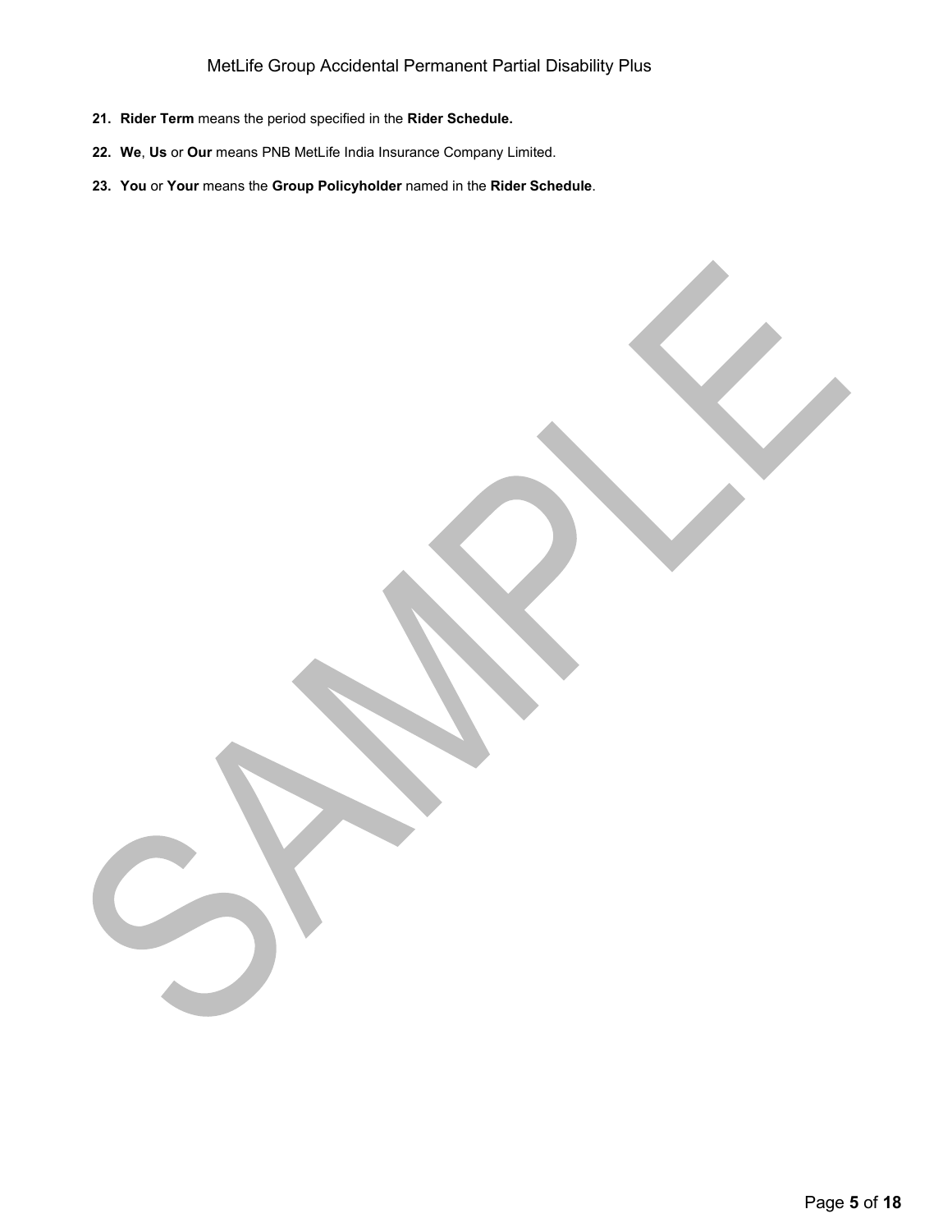21. **Rider Term** means the period specified in the **Rider Schedule.**

22. **We**, **Us** or **Our** means PNB MetLife India Insurance Company Limited.

23. **You** or **Your** means the **Group Policyholder** named in the **Rider Schedule**.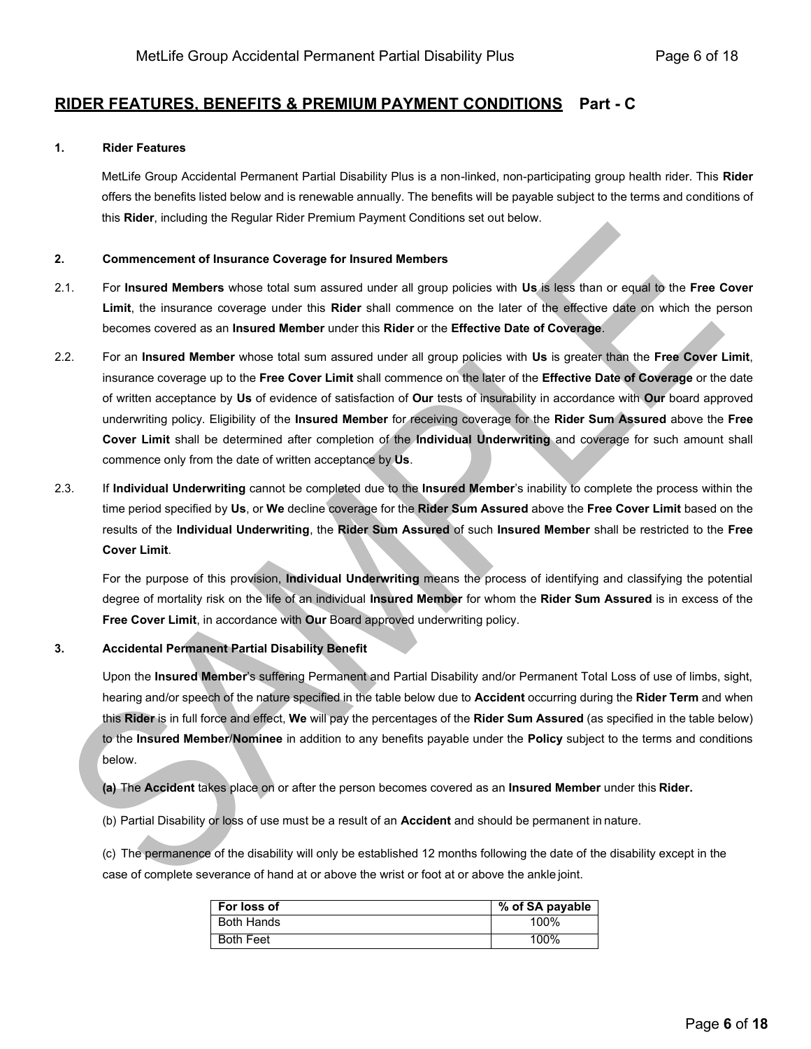## RIDER FEATURES, BENEFITS & PREMIUM PAYMENT CONDITIONS Part - C

**1. Rider Features**

MetLife Group Accidental Permanent Partial Disability Plus is a non-linked, non-participating group health rider. This **Rider** offers the benefits listed below and is renewable annually. The benefits will be payable subject to the terms and conditions of this **Rider**, including the Regular Rider Premium Payment Conditions set out below.

**2. Commencement of Insurance Coverage for Insured Members**

2.1. For **Insured Members** whose total sum assured under all group policies with **Us** is less than or equal to the **Free Cover Limit**, the insurance coverage under this **Rider** shall commence on the later of the effective date on which the person becomes covered as an **Insured Member** under this **Rider** or the **Effective Date of Coverage**.

2.2. For an **Insured Member** whose total sum assured under all group policies with **Us** is greater than the **Free Cover Limit**, insurance coverage up to the **Free Cover Limit** shall commence on the later of the **Effective Date of Coverage** or the date of written acceptance by **Us** of evidence of satisfaction of **Our** tests of insurability in accordance with **Our** board approved underwriting policy. Eligibility of the **Insured Member** for receiving coverage for the **Rider Sum Assured** above the **Free Cover Limit** shall be determined after completion of the **Individual Underwriting** and coverage for such amount shall commence only from the date of written acceptance by **Us**.

2.3. If **Individual Underwriting** cannot be completed due to the **Insured Member**'s inability to complete the process within the time period specified by **Us**, or **We** decline coverage for the **Rider Sum Assured** above the **Free Cover Limit** based on the results of the **Individual Underwriting**, the **Rider Sum Assured** of such **Insured Member** shall be restricted to the **Free Cover Limit**.

For the purpose of this provision, **Individual Underwriting** means the process of identifying and classifying the potential degree of mortality risk on the life of an individual **Insured Member** for whom the **Rider Sum Assured** is in excess of the **Free Cover Limit**, in accordance with **Our** Board approved underwriting policy.

**3. Accidental Permanent Partial Disability Benefit**

Upon the **Insured Member**'s suffering Permanent and Partial Disability and/or Permanent Total Loss of use of limbs, sight, hearing and/or speech of the nature specified in the table below due to **Accident** occurring during the **Rider Term** and when this **Rider** is in full force and effect, **We** will pay the percentages of the **Rider Sum Assured** (as specified in the table below) to the **Insured Member**/**Nominee** in addition to any benefits payable under the **Policy** subject to the terms and conditions below.

**(a)** The **Accident** takes place on or after the person becomes covered as an **Insured Member** under this **Rider.**

(b) Partial Disability or loss of use must be a result of an **Accident** and should be permanent in nature.

(c) The permanence of the disability will only be established 12 months following the date of the disability except in the case of complete severance of hand at or above the wrist or foot at or above the ankle joint.

| For loss of | % of SA payable |
|---|---|
| Both Hands | 100% |
| Both Feet | 100% |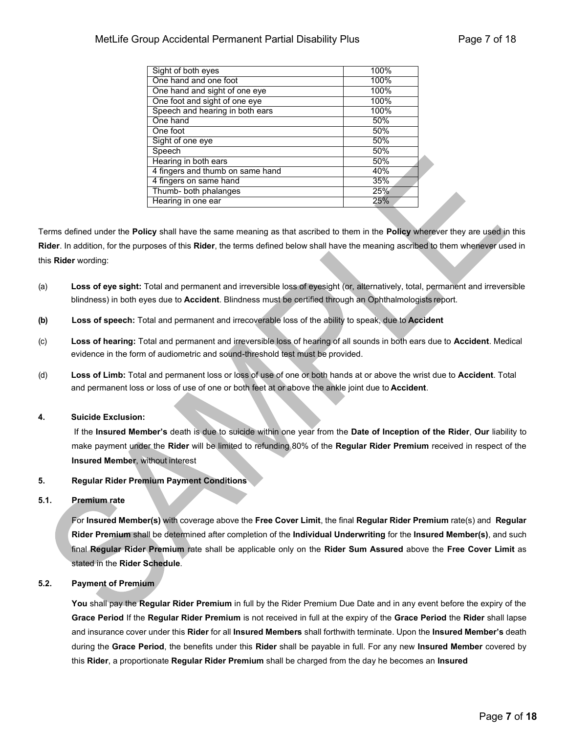| Sight of both eyes | 100% |
|---|---|
| One hand and one foot | 100% |
| One hand and sight of one eye | 100% |
| One foot and sight of one eye | 100% |
| Speech and hearing in both ears | 100% |
| One hand | 50% |
| One foot | 50% |
| Sight of one eye | 50% |
| Speech | 50% |
| Hearing in both ears | 50% |
| 4 fingers and thumb on same hand | 40% |
| 4 fingers on same hand | 35% |
| Thumb- both phalanges | 25% |
| Hearing in one ear | 25% |

Terms defined under the **Policy** shall have the same meaning as that ascribed to them in the **Policy** wherever they are used in this **Rider**. In addition, for the purposes of this **Rider**, the terms defined below shall have the meaning ascribed to them whenever used in this **Rider** wording:

(a) **Loss of eye sight:** Total and permanent and irreversible loss of eyesight (or, alternatively, total, permanent and irreversible blindness) in both eyes due to **Accident**. Blindness must be certified through an Ophthalmologists report.

**(b)** **Loss of speech:** Total and permanent and irrecoverable loss of the ability to speak, due to **Accident**

(c) **Loss of hearing:** Total and permanent and irreversible loss of hearing of all sounds in both ears due to **Accident**. Medical evidence in the form of audiometric and sound-threshold test must be provided.

(d) **Loss of Limb:** Total and permanent loss or loss of use of one or both hands at or above the wrist due to **Accident**. Total and permanent loss or loss of use of one or both feet at or above the ankle joint due to **Accident**.

**4. Suicide Exclusion:**

If the **Insured Member's** death is due to suicide within one year from the **Date of Inception of the Rider**, **Our** liability to make payment under the **Rider** will be limited to refunding 80% of the **Regular Rider Premium** received in respect of the **Insured Member**, without interest

**5. Regular Rider Premium Payment Conditions**

**5.1. Premium rate**

For **Insured Member(s)** with coverage above the **Free Cover Limit**, the final **Regular Rider Premium** rate(s) and **Regular Rider Premium** shall be determined after completion of the **Individual Underwriting** for the **Insured Member(s)**, and such final **Regular Rider Premium** rate shall be applicable only on the **Rider Sum Assured** above the **Free Cover Limit** as stated in the **Rider Schedule**.

**5.2. Payment of Premium**

**You** shall pay the **Regular Rider Premium** in full by the Rider Premium Due Date and in any event before the expiry of the **Grace Period** If the **Regular Rider Premium** is not received in full at the expiry of the **Grace Period** the **Rider** shall lapse and insurance cover under this **Rider** for all **Insured Members** shall forthwith terminate. Upon the **Insured Member's** death during the **Grace Period**, the benefits under this **Rider** shall be payable in full. For any new **Insured Member** covered by this **Rider**, a proportionate **Regular Rider Premium** shall be charged from the day he becomes an **Insured**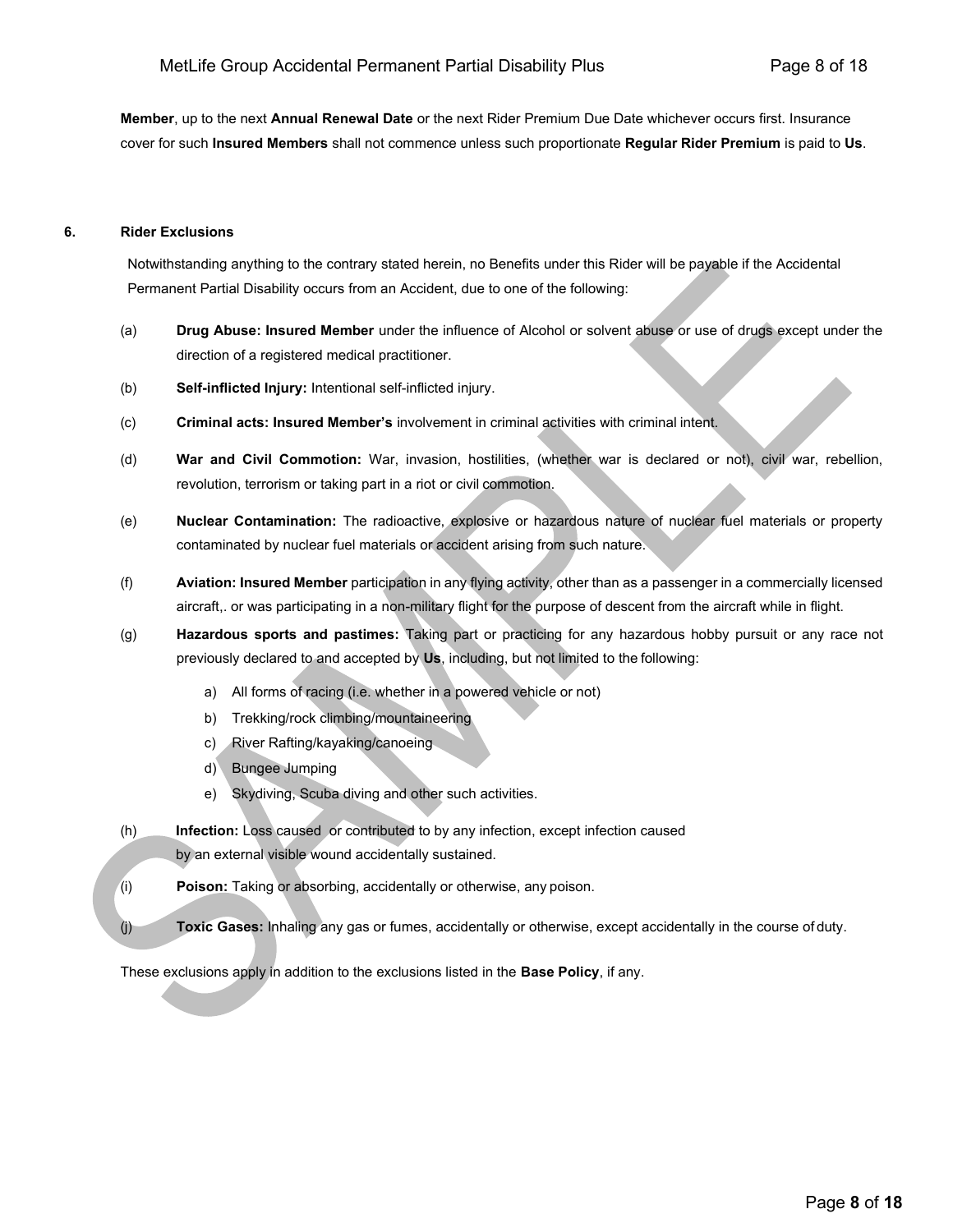**Member**, up to the next **Annual Renewal Date** or the next Rider Premium Due Date whichever occurs first. Insurance cover for such **Insured Members** shall not commence unless such proportionate **Regular Rider Premium** is paid to **Us**.

**6. Rider Exclusions**

Notwithstanding anything to the contrary stated herein, no Benefits under this Rider will be payable if the Accidental Permanent Partial Disability occurs from an Accident, due to one of the following:

(a) **Drug Abuse: Insured Member** under the influence of Alcohol or solvent abuse or use of drugs except under the direction of a registered medical practitioner.

(b) **Self-inflicted Injury:** Intentional self-inflicted injury.

(c) **Criminal acts: Insured Member's** involvement in criminal activities with criminal intent.

(d) **War and Civil Commotion:** War, invasion, hostilities, (whether war is declared or not), civil war, rebellion, revolution, terrorism or taking part in a riot or civil commotion.

(e) **Nuclear Contamination:** The radioactive, explosive or hazardous nature of nuclear fuel materials or property contaminated by nuclear fuel materials or accident arising from such nature.

(f) **Aviation: Insured Member** participation in any flying activity, other than as a passenger in a commercially licensed aircraft,. or was participating in a non-military flight for the purpose of descent from the aircraft while in flight.

(g) **Hazardous sports and pastimes:** Taking part or practicing for any hazardous hobby pursuit or any race not previously declared to and accepted by **Us**, including, but not limited to the following:

   a) All forms of racing (i.e. whether in a powered vehicle or not)
   b) Trekking/rock climbing/mountaineering
   c) River Rafting/kayaking/canoeing
   d) Bungee Jumping
   e) Skydiving, Scuba diving and other such activities.

(h) **Infection:** Loss caused or contributed to by any infection, except infection caused by an external visible wound accidentally sustained.

(i) **Poison:** Taking or absorbing, accidentally or otherwise, any poison.

(j) **Toxic Gases:** Inhaling any gas or fumes, accidentally or otherwise, except accidentally in the course of duty.

These exclusions apply in addition to the exclusions listed in the **Base Policy**, if any.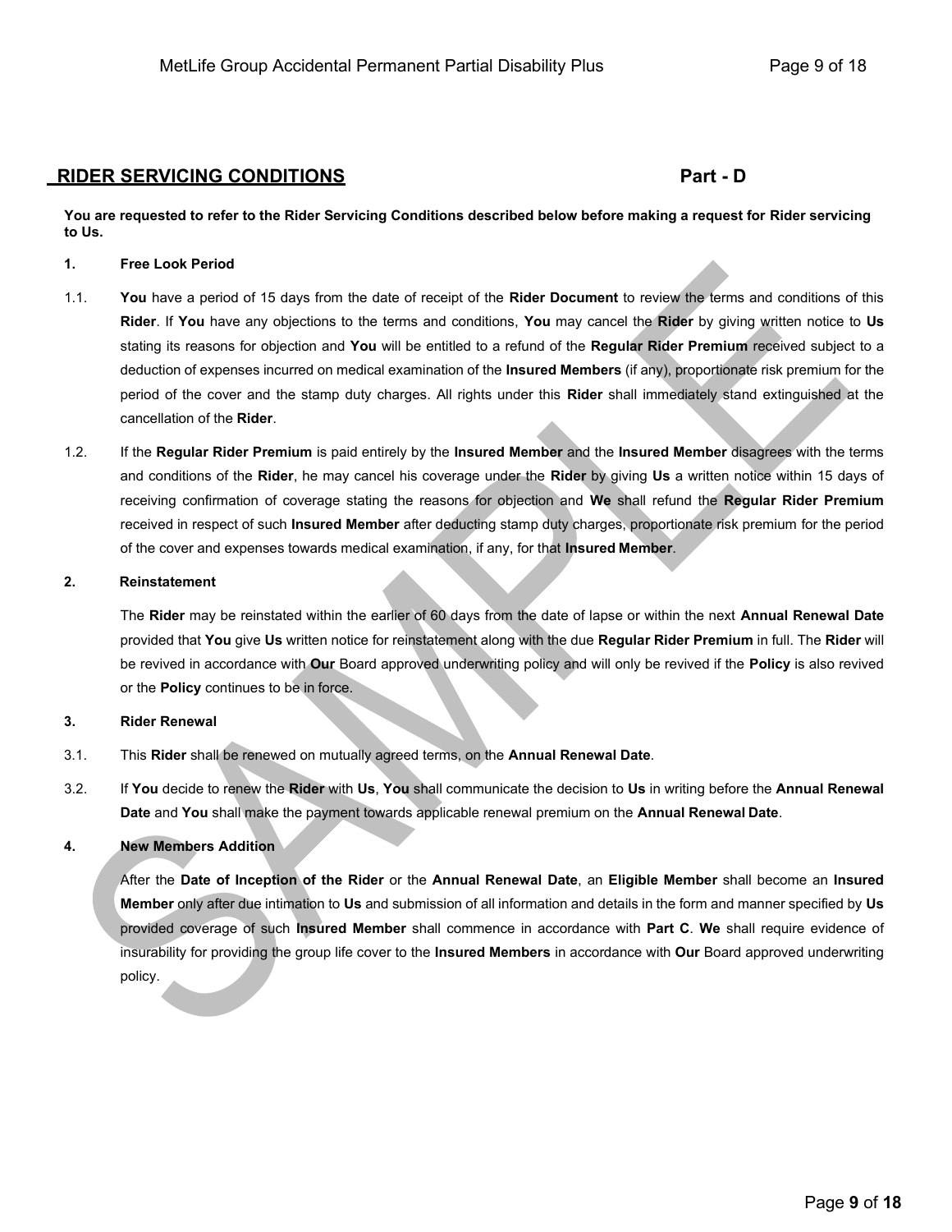## RIDER SERVICING CONDITIONS — Part - D

**You are requested to refer to the Rider Servicing Conditions described below before making a request for Rider servicing to Us.**

**1. Free Look Period**

1.1. **You** have a period of 15 days from the date of receipt of the **Rider Document** to review the terms and conditions of this **Rider**. If **You** have any objections to the terms and conditions, **You** may cancel the **Rider** by giving written notice to **Us** stating its reasons for objection and **You** will be entitled to a refund of the **Regular Rider Premium** received subject to a deduction of expenses incurred on medical examination of the **Insured Members** (if any), proportionate risk premium for the period of the cover and the stamp duty charges. All rights under this **Rider** shall immediately stand extinguished at the cancellation of the **Rider**.

1.2. If the **Regular Rider Premium** is paid entirely by the **Insured Member** and the **Insured Member** disagrees with the terms and conditions of the **Rider**, he may cancel his coverage under the **Rider** by giving **Us** a written notice within 15 days of receiving confirmation of coverage stating the reasons for objection and **We** shall refund the **Regular Rider Premium** received in respect of such **Insured Member** after deducting stamp duty charges, proportionate risk premium for the period of the cover and expenses towards medical examination, if any, for that **Insured Member**.

**2. Reinstatement**

The **Rider** may be reinstated within the earlier of 60 days from the date of lapse or within the next **Annual Renewal Date** provided that **You** give **Us** written notice for reinstatement along with the due **Regular Rider Premium** in full. The **Rider** will be revived in accordance with **Our** Board approved underwriting policy and will only be revived if the **Policy** is also revived or the **Policy** continues to be in force.

**3. Rider Renewal**

3.1. This **Rider** shall be renewed on mutually agreed terms, on the **Annual Renewal Date**.

3.2. If **You** decide to renew the **Rider** with **Us**, **You** shall communicate the decision to **Us** in writing before the **Annual Renewal Date** and **You** shall make the payment towards applicable renewal premium on the **Annual Renewal Date**.

**4. New Members Addition**

After the **Date of Inception of the Rider** or the **Annual Renewal Date**, an **Eligible Member** shall become an **Insured Member** only after due intimation to **Us** and submission of all information and details in the form and manner specified by **Us** provided coverage of such **Insured Member** shall commence in accordance with **Part C**. **We** shall require evidence of insurability for providing the group life cover to the **Insured Members** in accordance with **Our** Board approved underwriting policy.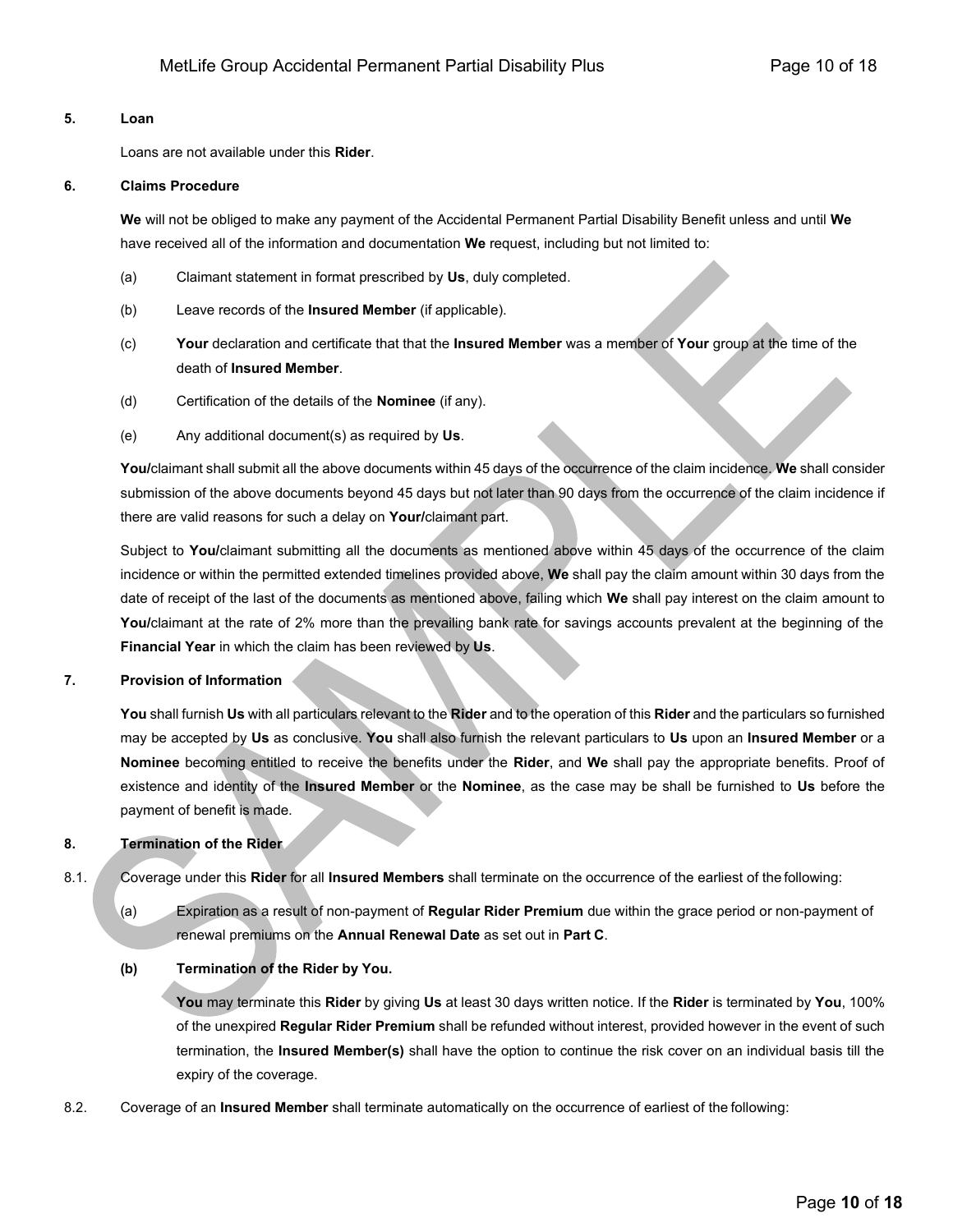**5. Loan**

Loans are not available under this **Rider**.

**6. Claims Procedure**

**We** will not be obliged to make any payment of the Accidental Permanent Partial Disability Benefit unless and until **We** have received all of the information and documentation **We** request, including but not limited to:

(a) Claimant statement in format prescribed by **Us**, duly completed.

(b) Leave records of the **Insured Member** (if applicable).

(c) **Your** declaration and certificate that that the **Insured Member** was a member of **Your** group at the time of the death of **Insured Member**.

(d) Certification of the details of the **Nominee** (if any).

(e) Any additional document(s) as required by **Us**.

**You/**claimant shall submit all the above documents within 45 days of the occurrence of the claim incidence. **We** shall consider submission of the above documents beyond 45 days but not later than 90 days from the occurrence of the claim incidence if there are valid reasons for such a delay on **Your/**claimant part.

Subject to **You/**claimant submitting all the documents as mentioned above within 45 days of the occurrence of the claim incidence or within the permitted extended timelines provided above, **We** shall pay the claim amount within 30 days from the date of receipt of the last of the documents as mentioned above, failing which **We** shall pay interest on the claim amount to **You/**claimant at the rate of 2% more than the prevailing bank rate for savings accounts prevalent at the beginning of the **Financial Year** in which the claim has been reviewed by **Us**.

**7. Provision of Information**

**You** shall furnish **Us** with all particulars relevant to the **Rider** and to the operation of this **Rider** and the particulars so furnished may be accepted by **Us** as conclusive. **You** shall also furnish the relevant particulars to **Us** upon an **Insured Member** or a **Nominee** becoming entitled to receive the benefits under the **Rider**, and **We** shall pay the appropriate benefits. Proof of existence and identity of the **Insured Member** or the **Nominee**, as the case may be shall be furnished to **Us** before the payment of benefit is made.

**8. Termination of the Rider**

8.1. Coverage under this **Rider** for all **Insured Members** shall terminate on the occurrence of the earliest of the following:

(a) Expiration as a result of non-payment of **Regular Rider Premium** due within the grace period or non-payment of renewal premiums on the **Annual Renewal Date** as set out in **Part C**.

**(b) Termination of the Rider by You.**

**You** may terminate this **Rider** by giving **Us** at least 30 days written notice. If the **Rider** is terminated by **You**, 100% of the unexpired **Regular Rider Premium** shall be refunded without interest, provided however in the event of such termination, the **Insured Member(s)** shall have the option to continue the risk cover on an individual basis till the expiry of the coverage.

8.2. Coverage of an **Insured Member** shall terminate automatically on the occurrence of earliest of the following: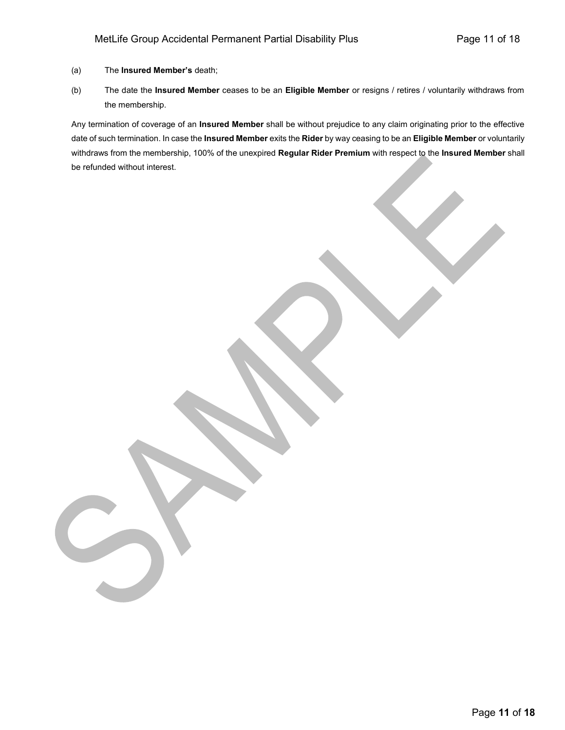(a) The **Insured Member's** death;

(b) The date the **Insured Member** ceases to be an **Eligible Member** or resigns / retires / voluntarily withdraws from the membership.

Any termination of coverage of an **Insured Member** shall be without prejudice to any claim originating prior to the effective date of such termination. In case the **Insured Member** exits the **Rider** by way ceasing to be an **Eligible Member** or voluntarily withdraws from the membership, 100% of the unexpired **Regular Rider Premium** with respect to the **Insured Member** shall be refunded without interest.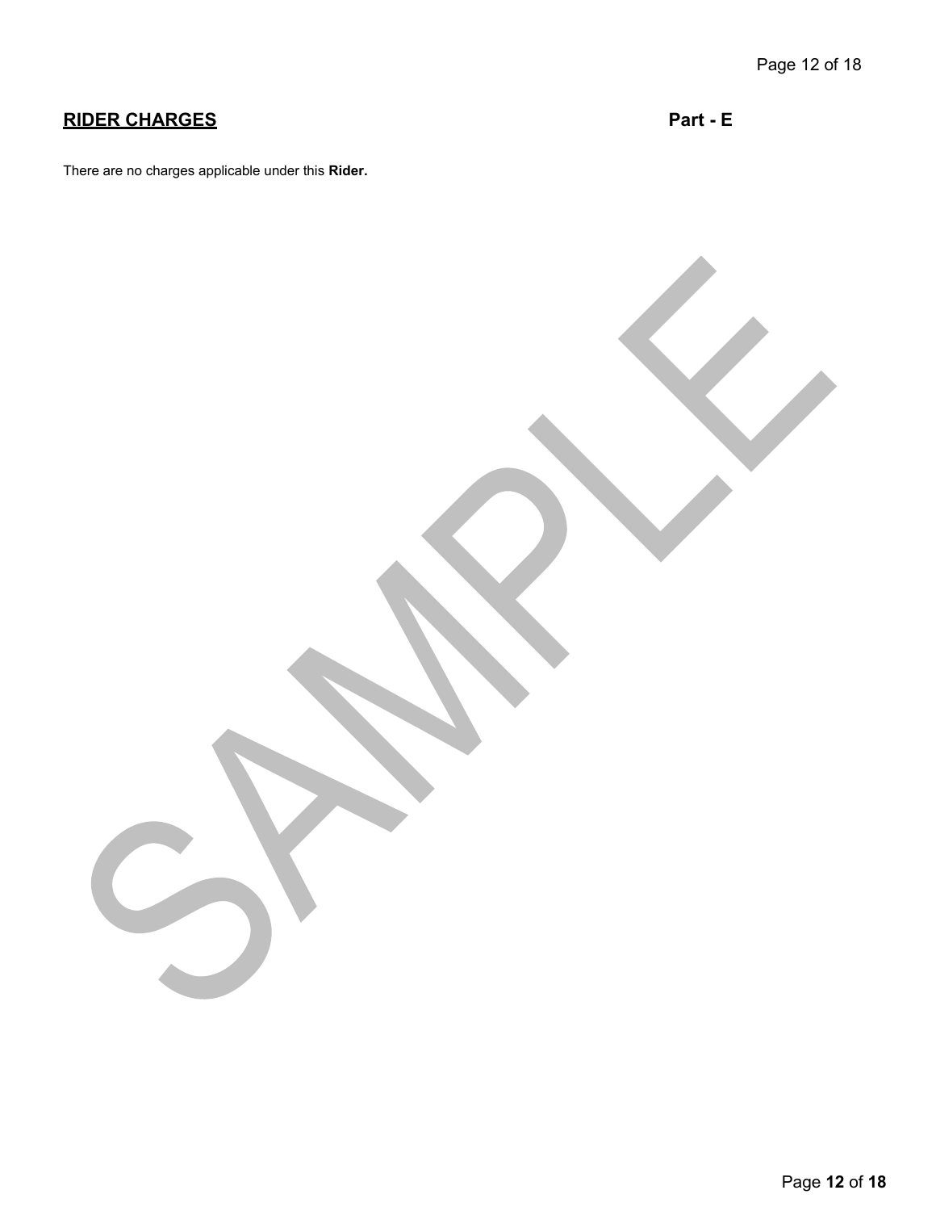## RIDER CHARGES **Part - E**

There are no charges applicable under this **Rider.**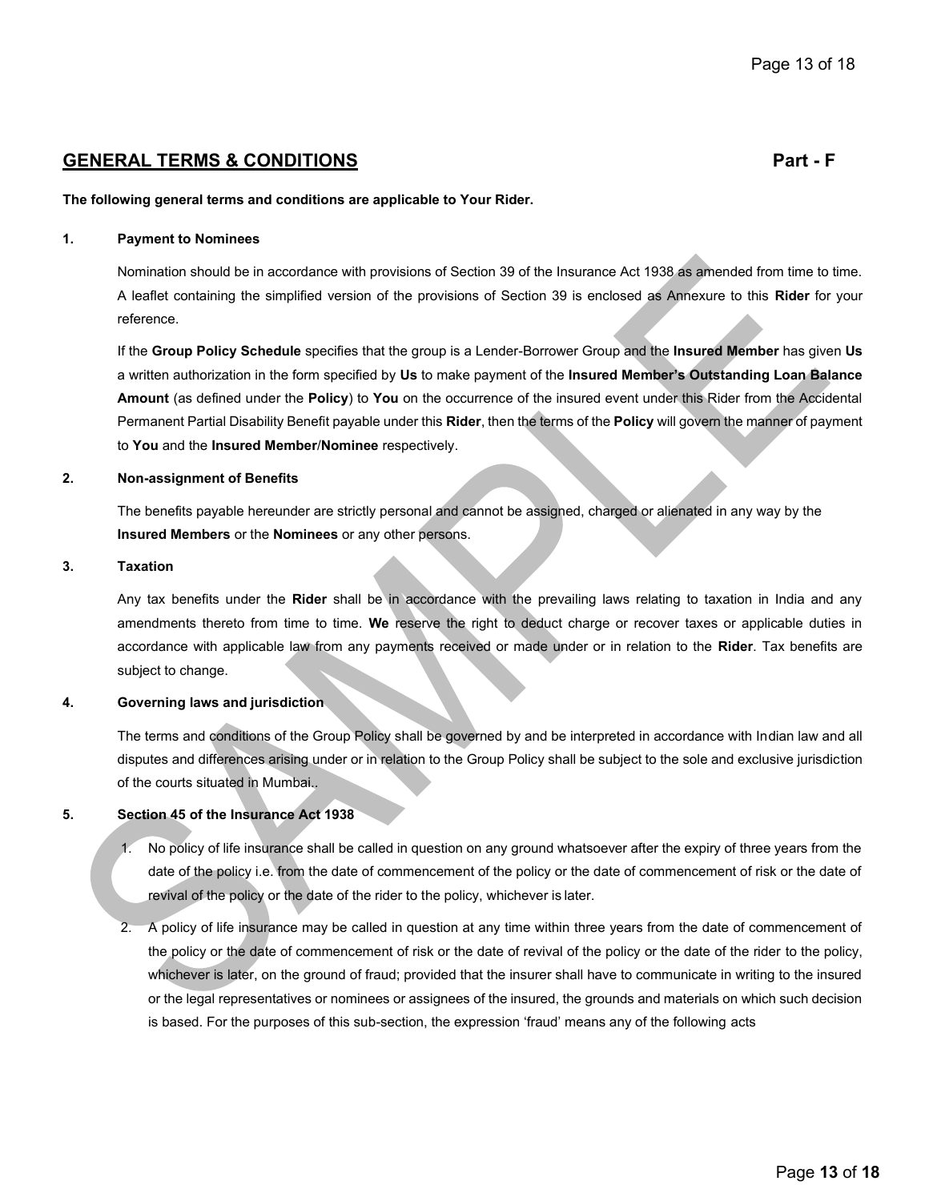## GENERAL TERMS & CONDITIONS Part - F

**The following general terms and conditions are applicable to Your Rider.**

**1. Payment to Nominees**

Nomination should be in accordance with provisions of Section 39 of the Insurance Act 1938 as amended from time to time. A leaflet containing the simplified version of the provisions of Section 39 is enclosed as Annexure to this **Rider** for your reference.

If the **Group Policy Schedule** specifies that the group is a Lender-Borrower Group and the **Insured Member** has given **Us** a written authorization in the form specified by **Us** to make payment of the **Insured Member's Outstanding Loan Balance Amount** (as defined under the **Policy**) to **You** on the occurrence of the insured event under this Rider from the Accidental Permanent Partial Disability Benefit payable under this **Rider**, then the terms of the **Policy** will govern the manner of payment to **You** and the **Insured Member**/**Nominee** respectively.

**2. Non-assignment of Benefits**

The benefits payable hereunder are strictly personal and cannot be assigned, charged or alienated in any way by the **Insured Members** or the **Nominees** or any other persons.

**3. Taxation**

Any tax benefits under the **Rider** shall be in accordance with the prevailing laws relating to taxation in India and any amendments thereto from time to time. **We** reserve the right to deduct charge or recover taxes or applicable duties in accordance with applicable law from any payments received or made under or in relation to the **Rider**. Tax benefits are subject to change.

**4. Governing laws and jurisdiction**

The terms and conditions of the Group Policy shall be governed by and be interpreted in accordance with Indian law and all disputes and differences arising under or in relation to the Group Policy shall be subject to the sole and exclusive jurisdiction of the courts situated in Mumbai..

**5. Section 45 of the Insurance Act 1938**

1. No policy of life insurance shall be called in question on any ground whatsoever after the expiry of three years from the date of the policy i.e. from the date of commencement of the policy or the date of commencement of risk or the date of revival of the policy or the date of the rider to the policy, whichever is later.
2. A policy of life insurance may be called in question at any time within three years from the date of commencement of the policy or the date of commencement of risk or the date of revival of the policy or the date of the rider to the policy, whichever is later, on the ground of fraud; provided that the insurer shall have to communicate in writing to the insured or the legal representatives or nominees or assignees of the insured, the grounds and materials on which such decision is based. For the purposes of this sub-section, the expression 'fraud' means any of the following acts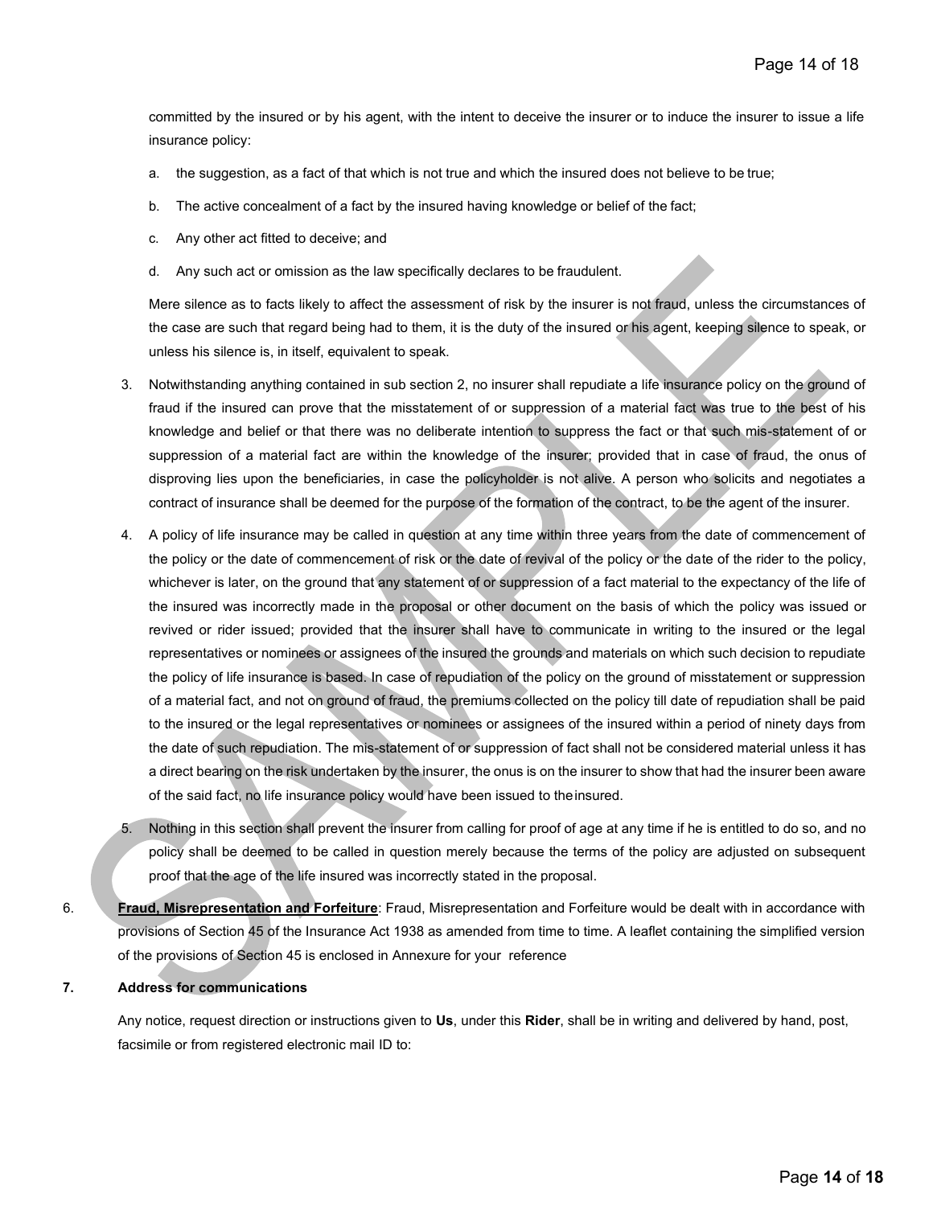committed by the insured or by his agent, with the intent to deceive the insurer or to induce the insurer to issue a life insurance policy:

a. the suggestion, as a fact of that which is not true and which the insured does not believe to be true;

b. The active concealment of a fact by the insured having knowledge or belief of the fact;

c. Any other act fitted to deceive; and

d. Any such act or omission as the law specifically declares to be fraudulent.

Mere silence as to facts likely to affect the assessment of risk by the insurer is not fraud, unless the circumstances of the case are such that regard being had to them, it is the duty of the insured or his agent, keeping silence to speak, or unless his silence is, in itself, equivalent to speak.

3. Notwithstanding anything contained in sub section 2, no insurer shall repudiate a life insurance policy on the ground of fraud if the insured can prove that the misstatement of or suppression of a material fact was true to the best of his knowledge and belief or that there was no deliberate intention to suppress the fact or that such mis-statement of or suppression of a material fact are within the knowledge of the insurer; provided that in case of fraud, the onus of disproving lies upon the beneficiaries, in case the policyholder is not alive. A person who solicits and negotiates a contract of insurance shall be deemed for the purpose of the formation of the contract, to be the agent of the insurer.

4. A policy of life insurance may be called in question at any time within three years from the date of commencement of the policy or the date of commencement of risk or the date of revival of the policy or the date of the rider to the policy, whichever is later, on the ground that any statement of or suppression of a fact material to the expectancy of the life of the insured was incorrectly made in the proposal or other document on the basis of which the policy was issued or revived or rider issued; provided that the insurer shall have to communicate in writing to the insured or the legal representatives or nominees or assignees of the insured the grounds and materials on which such decision to repudiate the policy of life insurance is based. In case of repudiation of the policy on the ground of misstatement or suppression of a material fact, and not on ground of fraud, the premiums collected on the policy till date of repudiation shall be paid to the insured or the legal representatives or nominees or assignees of the insured within a period of ninety days from the date of such repudiation. The mis-statement of or suppression of fact shall not be considered material unless it has a direct bearing on the risk undertaken by the insurer, the onus is on the insurer to show that had the insurer been aware of the said fact, no life insurance policy would have been issued to the insured.

5. Nothing in this section shall prevent the insurer from calling for proof of age at any time if he is entitled to do so, and no policy shall be deemed to be called in question merely because the terms of the policy are adjusted on subsequent proof that the age of the life insured was incorrectly stated in the proposal.

6. **Fraud, Misrepresentation and Forfeiture**: Fraud, Misrepresentation and Forfeiture would be dealt with in accordance with provisions of Section 45 of the Insurance Act 1938 as amended from time to time. A leaflet containing the simplified version of the provisions of Section 45 is enclosed in Annexure for your reference

**7. Address for communications**

Any notice, request direction or instructions given to **Us**, under this **Rider**, shall be in writing and delivered by hand, post, facsimile or from registered electronic mail ID to: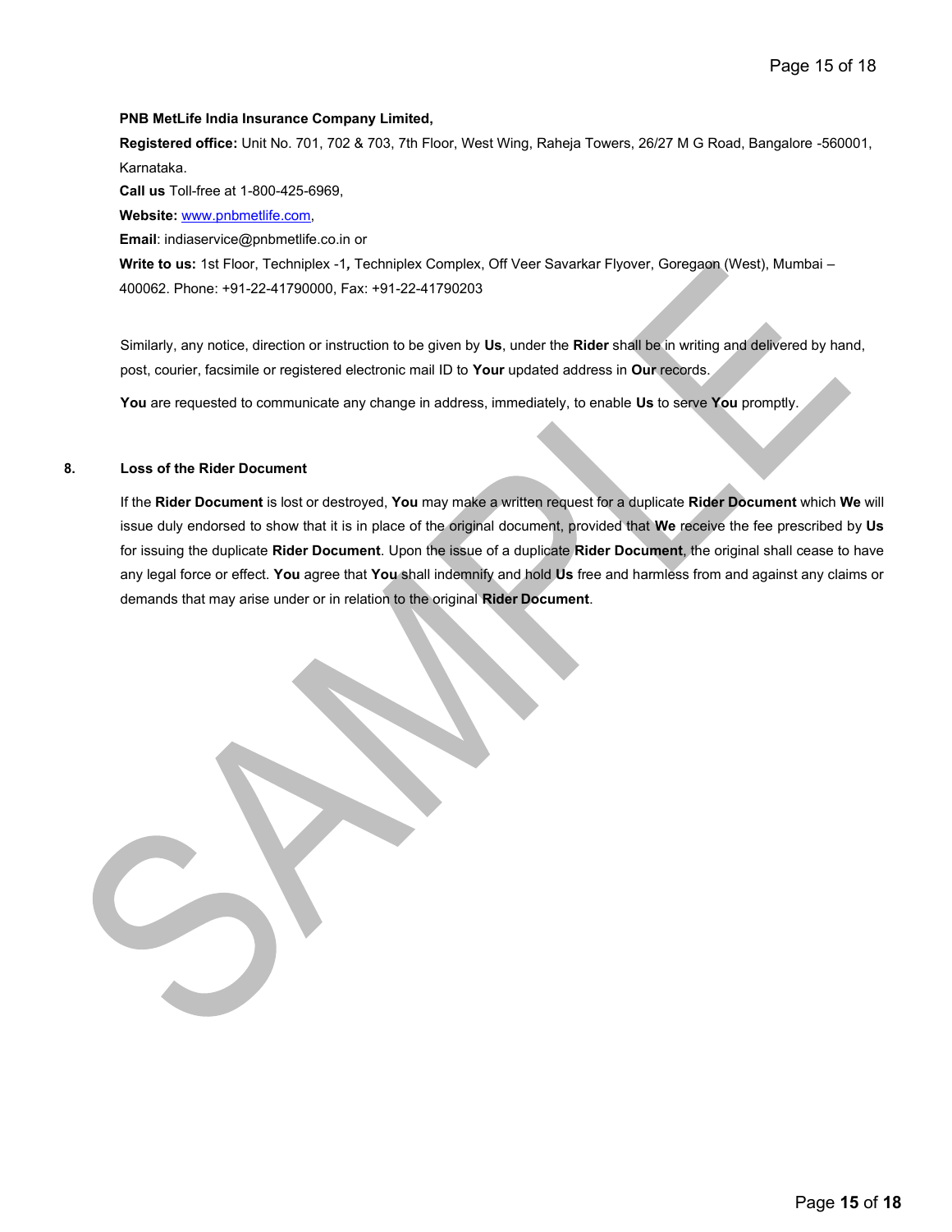**PNB MetLife India Insurance Company Limited,**

**Registered office:** Unit No. 701, 702 & 703, 7th Floor, West Wing, Raheja Towers, 26/27 M G Road, Bangalore -560001, Karnataka.

**Call us** Toll-free at 1-800-425-6969,

**Website:** www.pnbmetlife.com,

**Email**: indiaservice@pnbmetlife.co.in or

**Write to us:** 1st Floor, Techniplex -1**,** Techniplex Complex, Off Veer Savarkar Flyover, Goregaon (West), Mumbai – 400062. Phone: +91-22-41790000, Fax: +91-22-41790203

Similarly, any notice, direction or instruction to be given by **Us**, under the **Rider** shall be in writing and delivered by hand, post, courier, facsimile or registered electronic mail ID to **Your** updated address in **Our** records.

**You** are requested to communicate any change in address, immediately, to enable **Us** to serve **You** promptly.

**8. Loss of the Rider Document**

If the **Rider Document** is lost or destroyed, **You** may make a written request for a duplicate **Rider Document** which **We** will issue duly endorsed to show that it is in place of the original document, provided that **We** receive the fee prescribed by **Us** for issuing the duplicate **Rider Document**. Upon the issue of a duplicate **Rider Document**, the original shall cease to have any legal force or effect. **You** agree that **You** shall indemnify and hold **Us** free and harmless from and against any claims or demands that may arise under or in relation to the original **Rider Document**.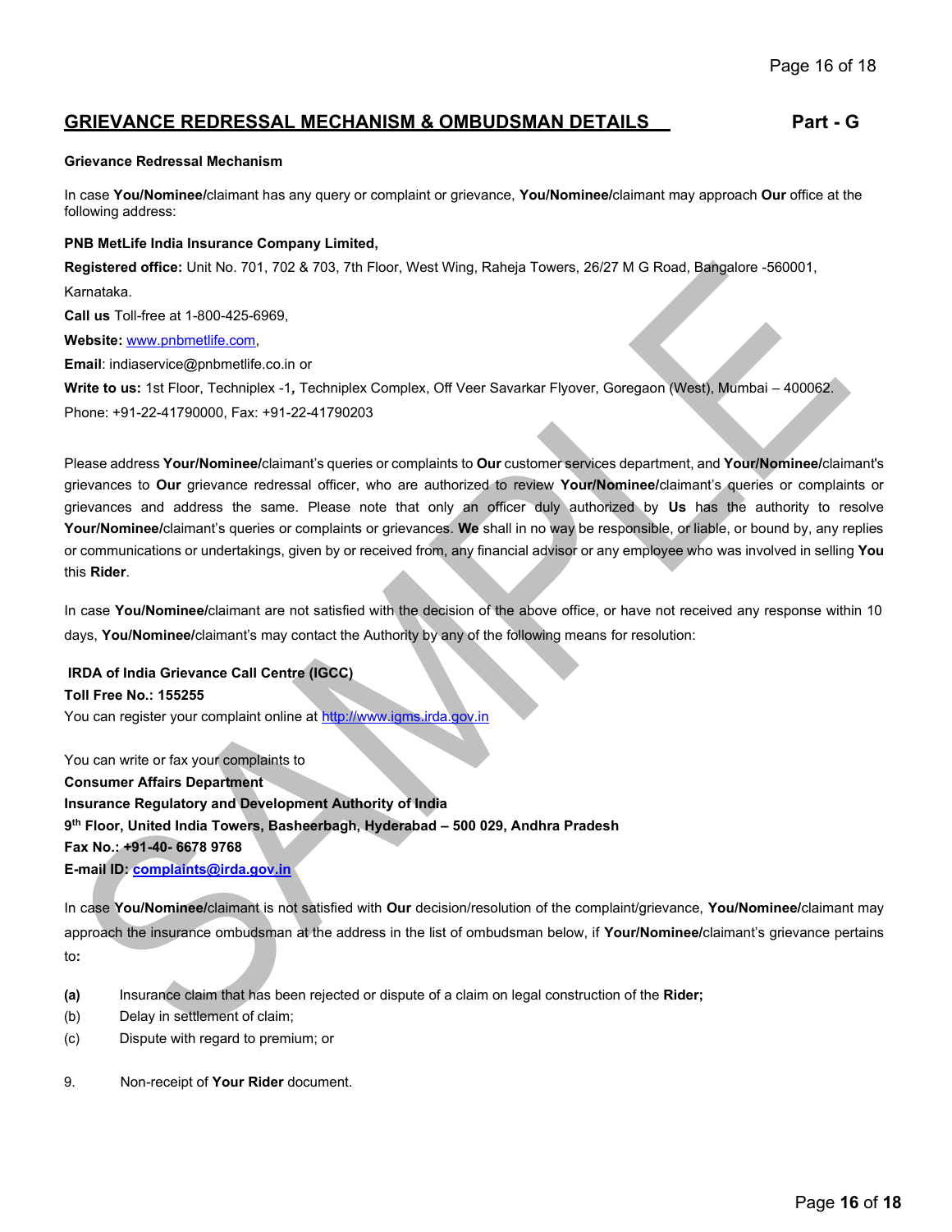## GRIEVANCE REDRESSAL MECHANISM & OMBUDSMAN DETAILS Part - G

**Grievance Redressal Mechanism**

In case **You/Nominee/**claimant has any query or complaint or grievance, **You/Nominee/**claimant may approach **Our** office at the following address:

**PNB MetLife India Insurance Company Limited,**

**Registered office:** Unit No. 701, 702 & 703, 7th Floor, West Wing, Raheja Towers, 26/27 M G Road, Bangalore -560001, Karnataka.

**Call us** Toll-free at 1-800-425-6969,

**Website:** www.pnbmetlife.com,

**Email**: indiaservice@pnbmetlife.co.in or

**Write to us:** 1st Floor, Techniplex -1**,** Techniplex Complex, Off Veer Savarkar Flyover, Goregaon (West), Mumbai – 400062.

Phone: +91-22-41790000, Fax: +91-22-41790203

Please address **Your/Nominee/**claimant's queries or complaints to **Our** customer services department, and **Your/Nominee/**claimant's grievances to **Our** grievance redressal officer, who are authorized to review **Your/Nominee/**claimant's queries or complaints or grievances and address the same. Please note that only an officer duly authorized by **Us** has the authority to resolve **Your/Nominee/**claimant's queries or complaints or grievances. **We** shall in no way be responsible, or liable, or bound by, any replies or communications or undertakings, given by or received from, any financial advisor or any employee who was involved in selling **You** this **Rider**.

In case **You/Nominee/**claimant are not satisfied with the decision of the above office, or have not received any response within 10 days, **You/Nominee/**claimant's may contact the Authority by any of the following means for resolution:

**IRDA of India Grievance Call Centre (IGCC)**
**Toll Free No.: 155255**
You can register your complaint online at http://www.igms.irda.gov.in

You can write or fax your complaints to
**Consumer Affairs Department**
**Insurance Regulatory and Development Authority of India**
**9th Floor, United India Towers, Basheerbagh, Hyderabad – 500 029, Andhra Pradesh**
**Fax No.: +91-40- 6678 9768**
**E-mail ID: complaints@irda.gov.in**

In case **You/Nominee/**claimant is not satisfied with **Our** decision/resolution of the complaint/grievance, **You/Nominee/**claimant may approach the insurance ombudsman at the address in the list of ombudsman below, if **Your/Nominee/**claimant's grievance pertains to**:**

**(a)** Insurance claim that has been rejected or dispute of a claim on legal construction of the **Rider;**

(b) Delay in settlement of claim;

(c) Dispute with regard to premium; or

9. Non-receipt of **Your Rider** document.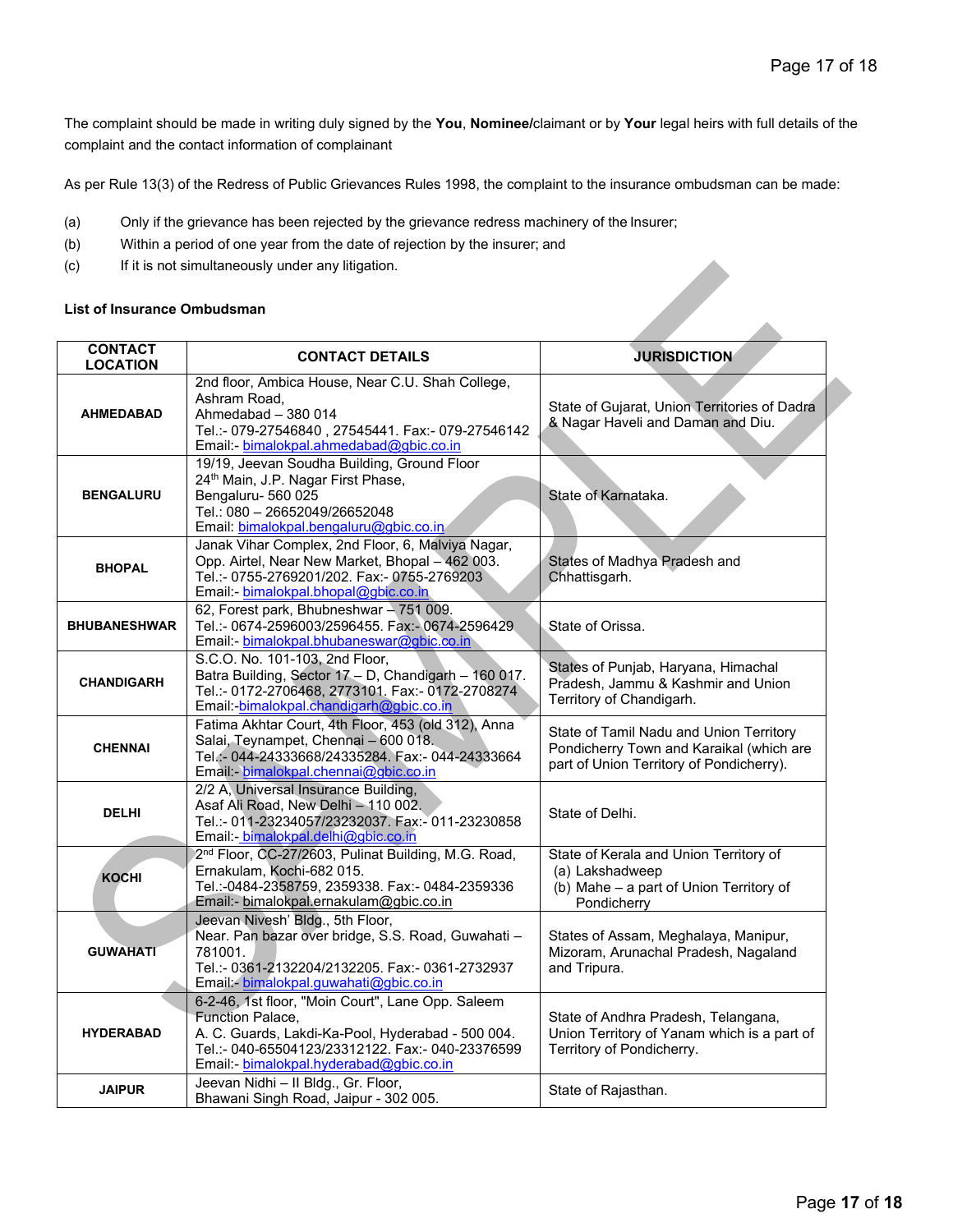The complaint should be made in writing duly signed by the **You**, **Nominee/**claimant or by **Your** legal heirs with full details of the complaint and the contact information of complainant

As per Rule 13(3) of the Redress of Public Grievances Rules 1998, the complaint to the insurance ombudsman can be made:

(a) Only if the grievance has been rejected by the grievance redress machinery of the Insurer;
(b) Within a period of one year from the date of rejection by the insurer; and
(c) If it is not simultaneously under any litigation.

**List of Insurance Ombudsman**

| CONTACT LOCATION | CONTACT DETAILS | JURISDICTION |
|---|---|---|
| **AHMEDABAD** | 2nd floor, Ambica House, Near C.U. Shah College, Ashram Road, Ahmedabad – 380 014 Tel.:- 079-27546840 , 27545441. Fax:- 079-27546142 Email:- bimalokpal.ahmedabad@gbic.co.in | State of Gujarat, Union Territories of Dadra & Nagar Haveli and Daman and Diu. |
| **BENGALURU** | 19/19, Jeevan Soudha Building, Ground Floor 24th Main, J.P. Nagar First Phase, Bengaluru- 560 025 Tel.: 080 – 26652049/26652048 Email: bimalokpal.bengaluru@gbic.co.in | State of Karnataka. |
| **BHOPAL** | Janak Vihar Complex, 2nd Floor, 6, Malviya Nagar, Opp. Airtel, Near New Market, Bhopal – 462 003. Tel.:- 0755-2769201/202. Fax:- 0755-2769203 Email:- bimalokpal.bhopal@gbic.co.in | States of Madhya Pradesh and Chhattisgarh. |
| **BHUBANESHWAR** | 62, Forest park, Bhubneshwar – 751 009. Tel.:- 0674-2596003/2596455. Fax:- 0674-2596429 Email:- bimalokpal.bhubaneswar@gbic.co.in | State of Orissa. |
| **CHANDIGARH** | S.C.O. No. 101-103, 2nd Floor, Batra Building, Sector 17 – D, Chandigarh – 160 017. Tel.:- 0172-2706468, 2773101. Fax:- 0172-2708274 Email:-bimalokpal.chandigarh@gbic.co.in | States of Punjab, Haryana, Himachal Pradesh, Jammu & Kashmir and Union Territory of Chandigarh. |
| **CHENNAI** | Fatima Akhtar Court, 4th Floor, 453 (old 312), Anna Salai, Teynampet, Chennai – 600 018. Tel.:- 044-24333668/24335284. Fax:- 044-24333664 Email:- bimalokpal.chennai@gbic.co.in | State of Tamil Nadu and Union Territory Pondicherry Town and Karaikal (which are part of Union Territory of Pondicherry). |
| **DELHI** | 2/2 A, Universal Insurance Building, Asaf Ali Road, New Delhi – 110 002. Tel.:- 011-23234057/23232037. Fax:- 011-23230858 Email:- bimalokpal.delhi@gbic.co.in | State of Delhi. |
| **KOCHI** | 2nd Floor, CC-27/2603, Pulinat Building, M.G. Road, Ernakulam, Kochi-682 015. Tel.:-0484-2358759, 2359338. Fax:- 0484-2359336 Email:- bimalokpal.ernakulam@gbic.co.in | State of Kerala and Union Territory of (a) Lakshadweep (b) Mahe – a part of Union Territory of Pondicherry |
| **GUWAHATI** | Jeevan Nivesh' Bldg., 5th Floor, Near. Pan bazar over bridge, S.S. Road, Guwahati – 781001. Tel.:- 0361-2132204/2132205. Fax:- 0361-2732937 Email:- bimalokpal.guwahati@gbic.co.in | States of Assam, Meghalaya, Manipur, Mizoram, Arunachal Pradesh, Nagaland and Tripura. |
| **HYDERABAD** | 6-2-46, 1st floor, "Moin Court", Lane Opp. Saleem Function Palace, A. C. Guards, Lakdi-Ka-Pool, Hyderabad - 500 004. Tel.:- 040-65504123/23312122. Fax:- 040-23376599 Email:- bimalokpal.hyderabad@gbic.co.in | State of Andhra Pradesh, Telangana, Union Territory of Yanam which is a part of Territory of Pondicherry. |
| **JAIPUR** | Jeevan Nidhi – II Bldg., Gr. Floor, Bhawani Singh Road, Jaipur - 302 005. | State of Rajasthan. |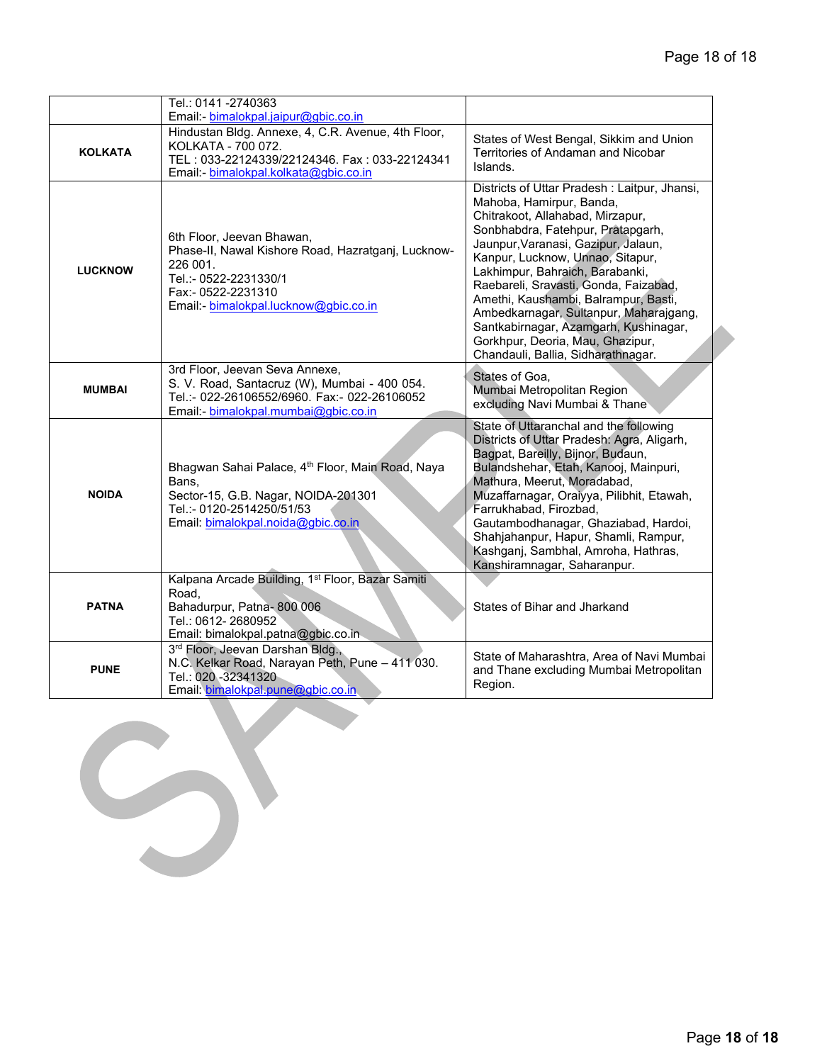| | | |
|---|---|---|
| | Tel.: 0141 -2740363<br>Email:- bimalokpal.jaipur@gbic.co.in | |
| **KOLKATA** | Hindustan Bldg. Annexe, 4, C.R. Avenue, 4th Floor, KOLKATA - 700 072.<br>TEL : 033-22124339/22124346. Fax : 033-22124341<br>Email:- bimalokpal.kolkata@gbic.co.in | States of West Bengal, Sikkim and Union Territories of Andaman and Nicobar Islands. |
| **LUCKNOW** | 6th Floor, Jeevan Bhawan,<br>Phase-II, Nawal Kishore Road, Hazratganj, Lucknow-226 001.<br>Tel.:- 0522-2231330/1<br>Fax:- 0522-2231310<br>Email:- bimalokpal.lucknow@gbic.co.in | Districts of Uttar Pradesh : Laitpur, Jhansi, Mahoba, Hamirpur, Banda, Chitrakoot, Allahabad, Mirzapur, Sonbhabdra, Fatehpur, Pratapgarh, Jaunpur,Varanasi, Gazipur, Jalaun, Kanpur, Lucknow, Unnao, Sitapur, Lakhimpur, Bahraich, Barabanki, Raebareli, Sravasti, Gonda, Faizabad, Amethi, Kaushambi, Balrampur, Basti, Ambedkarnagar, Sultanpur, Maharajgang, Santkabirnagar, Azamgarh, Kushinagar, Gorkhpur, Deoria, Mau, Ghazipur, Chandauli, Ballia, Sidharathnagar. |
| **MUMBAI** | 3rd Floor, Jeevan Seva Annexe,<br>S. V. Road, Santacruz (W), Mumbai - 400 054.<br>Tel.:- 022-26106552/6960. Fax:- 022-26106052<br>Email:- bimalokpal.mumbai@gbic.co.in | States of Goa,<br>Mumbai Metropolitan Region excluding Navi Mumbai & Thane |
| **NOIDA** | Bhagwan Sahai Palace, 4th Floor, Main Road, Naya Bans,<br>Sector-15, G.B. Nagar, NOIDA-201301<br>Tel.:- 0120-2514250/51/53<br>Email: bimalokpal.noida@gbic.co.in | State of Uttaranchal and the following Districts of Uttar Pradesh: Agra, Aligarh, Bagpat, Bareilly, Bijnor, Budaun, Bulandshehar, Etah, Kanooj, Mainpuri, Mathura, Meerut, Moradabad, Muzaffarnagar, Oraiyya, Pilibhit, Etawah, Farrukhabad, Firozbad, Gautambodhanagar, Ghaziabad, Hardoi, Shahjahanpur, Hapur, Shamli, Rampur, Kashganj, Sambhal, Amroha, Hathras, Kanshiramnagar, Saharanpur. |
| **PATNA** | Kalpana Arcade Building, 1st Floor, Bazar Samiti Road,<br>Bahadurpur, Patna- 800 006<br>Tel.: 0612- 2680952<br>Email: bimalokpal.patna@gbic.co.in | States of Bihar and Jharkand |
| **PUNE** | 3rd Floor, Jeevan Darshan Bldg.,<br>N.C. Kelkar Road, Narayan Peth, Pune – 411 030.<br>Tel.: 020 -32341320<br>Email: bimalokpal.pune@gbic.co.in | State of Maharashtra, Area of Navi Mumbai and Thane excluding Mumbai Metropolitan Region. |